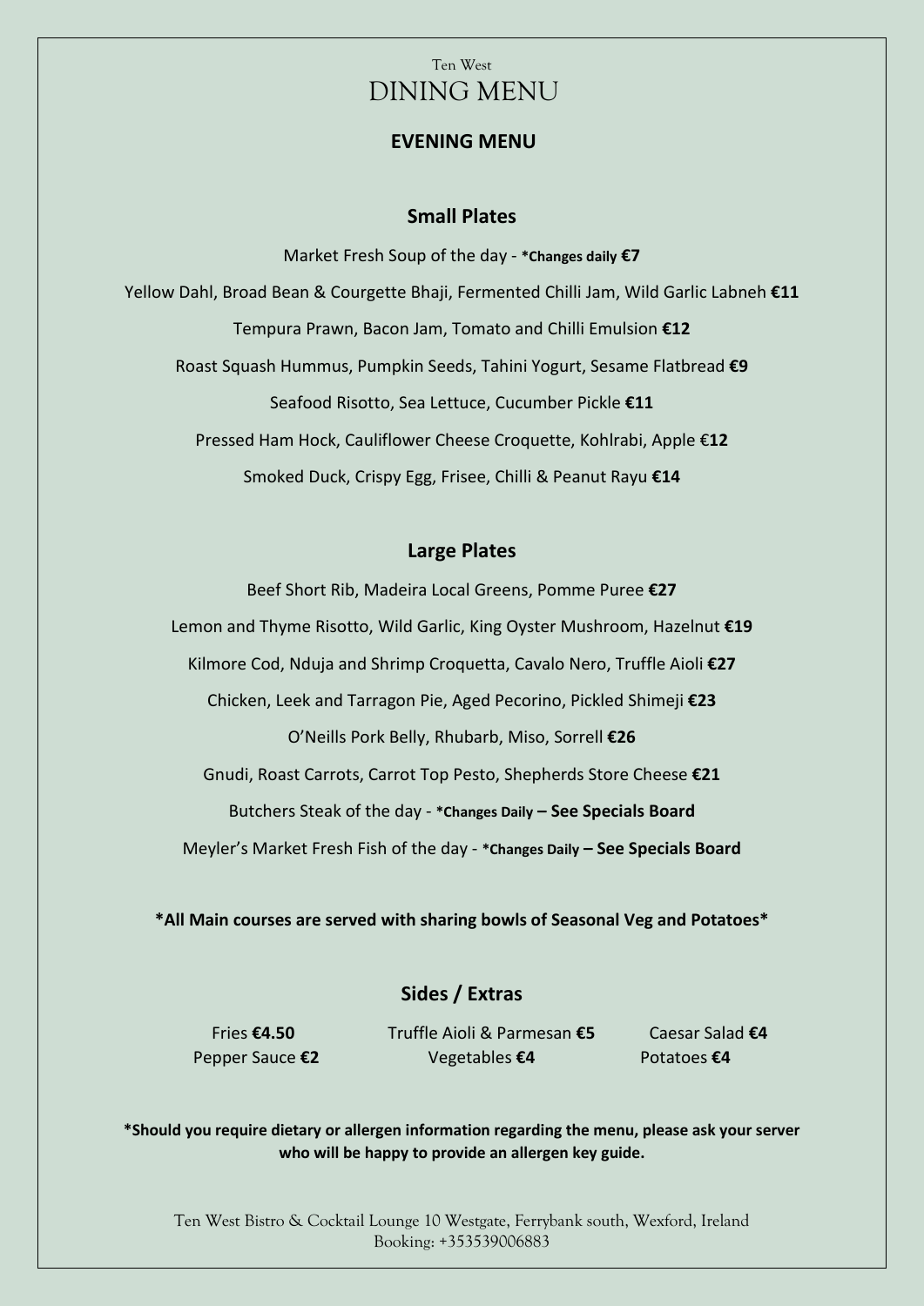Ten West

# DINING MENU

## EVENING MENU

### Small Plates

Market Fresh Soup of the day - **\*Changes daily €7**

Yellow Dahl, Broad Bean & Courgette Bhaji, Fermented Chilli Jam, Wild Garlic Labneh **€11**

Tempura Prawn, Bacon Jam, Tomato and Chilli Emulsion **€12**

Roast Squash Hummus, Pumpkin Seeds, Tahini Yogurt, Sesame Flatbread **€9**

Seafood Risotto, Sea Lettuce, Cucumber Pickle **€11**

Pressed Ham Hock, Cauliflower Cheese Croquette, Kohlrabi, Apple €**12**

Smoked Duck, Crispy Egg, Frisee, Chilli & Peanut Rayu **€14**

### Large Plates

Beef Short Rib, Madeira Local Greens, Pomme Puree **€27**

Lemon and Thyme Risotto, Wild Garlic, King Oyster Mushroom, Hazelnut **€19**

Kilmore Cod, Nduja and Shrimp Croquetta, Cavalo Nero, Truffle Aioli **€27**

Chicken, Leek and Tarragon Pie, Aged Pecorino, Pickled Shimeji **€23**

O'Neills Pork Belly, Rhubarb, Miso, Sorrell **€26**

Gnudi, Roast Carrots, Carrot Top Pesto, Shepherds Store Cheese **€21**

Butchers Steak of the day - **\*Changes Daily – See Specials Board**

Meyler's Market Fresh Fish of the day - **\*Changes Daily – See Specials Board**

**\*All Main courses are served with sharing bowls of Seasonal Veg and Potatoes\***

### Sides / Extras

Fries **€4.50**

Truffle Aioli & Parmesan **€5**

Caesar Salad **€4**

Pepper Sauce **€2**

Vegetables **€4**

Potatoes **€4**

**\*Should you require dietary or allergen information regarding the menu, please ask your server who will be happy to provide an allergen key guide.**

Ten West Bistro & Cocktail Lounge 10 Westgate, Ferrybank south, Wexford, Ireland
Booking: +353539006883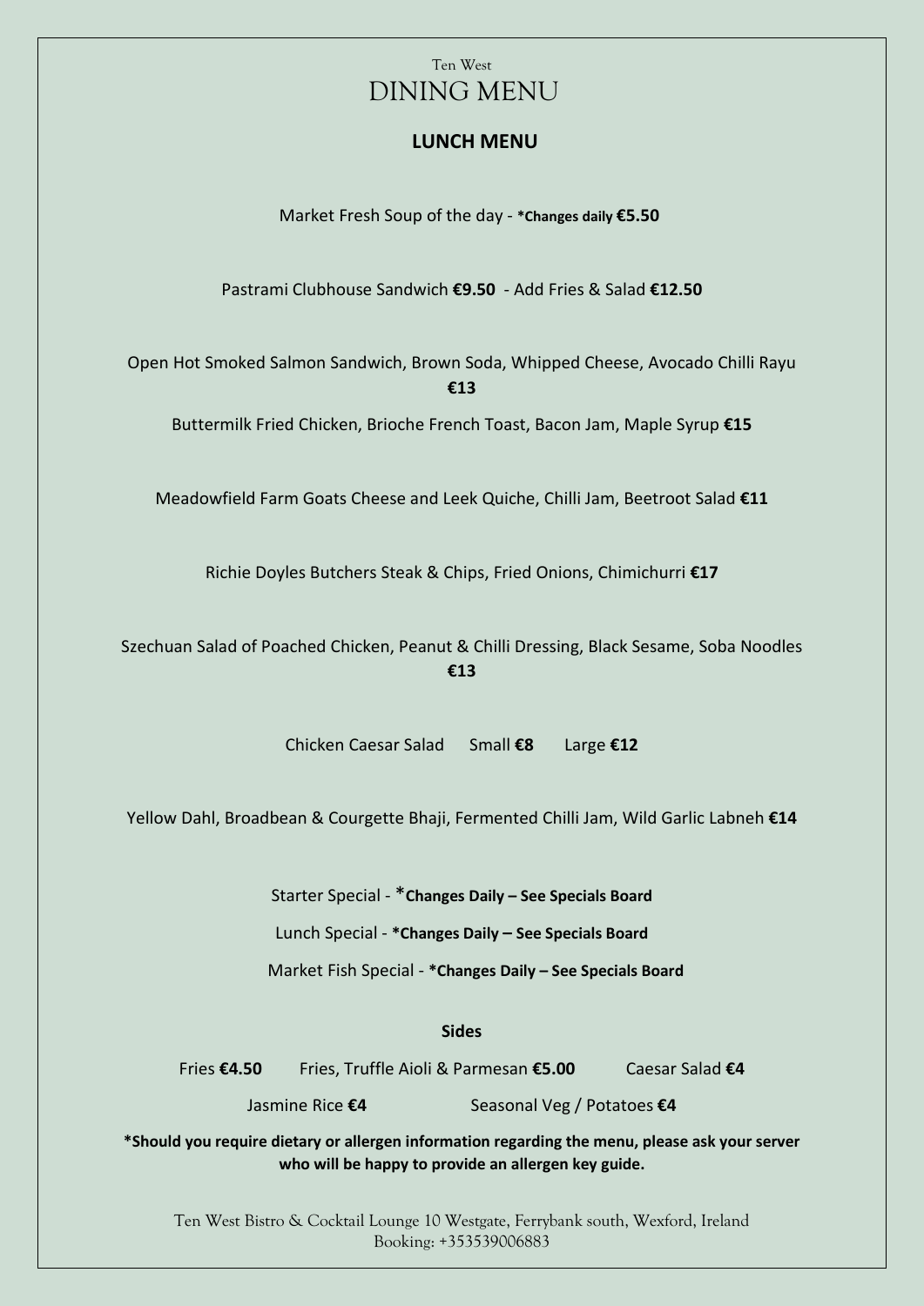Ten West

# DINING MENU

## LUNCH MENU

Market Fresh Soup of the day - ***Changes daily €5.50**

Pastrami Clubhouse Sandwich **€9.50** - Add Fries & Salad **€12.50**

Open Hot Smoked Salmon Sandwich, Brown Soda, Whipped Cheese, Avocado Chilli Rayu **€13**

Buttermilk Fried Chicken, Brioche French Toast, Bacon Jam, Maple Syrup **€15**

Meadowfield Farm Goats Cheese and Leek Quiche, Chilli Jam, Beetroot Salad **€11**

Richie Doyles Butchers Steak & Chips, Fried Onions, Chimichurri **€17**

Szechuan Salad of Poached Chicken, Peanut & Chilli Dressing, Black Sesame, Soba Noodles **€13**

Chicken Caesar Salad Small **€8** Large **€12**

Yellow Dahl, Broadbean & Courgette Bhaji, Fermented Chilli Jam, Wild Garlic Labneh **€14**

Starter Special - ***Changes Daily – See Specials Board**

Lunch Special - ***Changes Daily – See Specials Board**

Market Fish Special - ***Changes Daily – See Specials Board**

### Sides

Fries **€4.50** Fries, Truffle Aioli & Parmesan **€5.00** Caesar Salad **€4**

Jasmine Rice **€4** Seasonal Veg / Potatoes **€4**

***Should you require dietary or allergen information regarding the menu, please ask your server who will be happy to provide an allergen key guide.**

Ten West Bistro & Cocktail Lounge 10 Westgate, Ferrybank south, Wexford, Ireland
Booking: +353539006883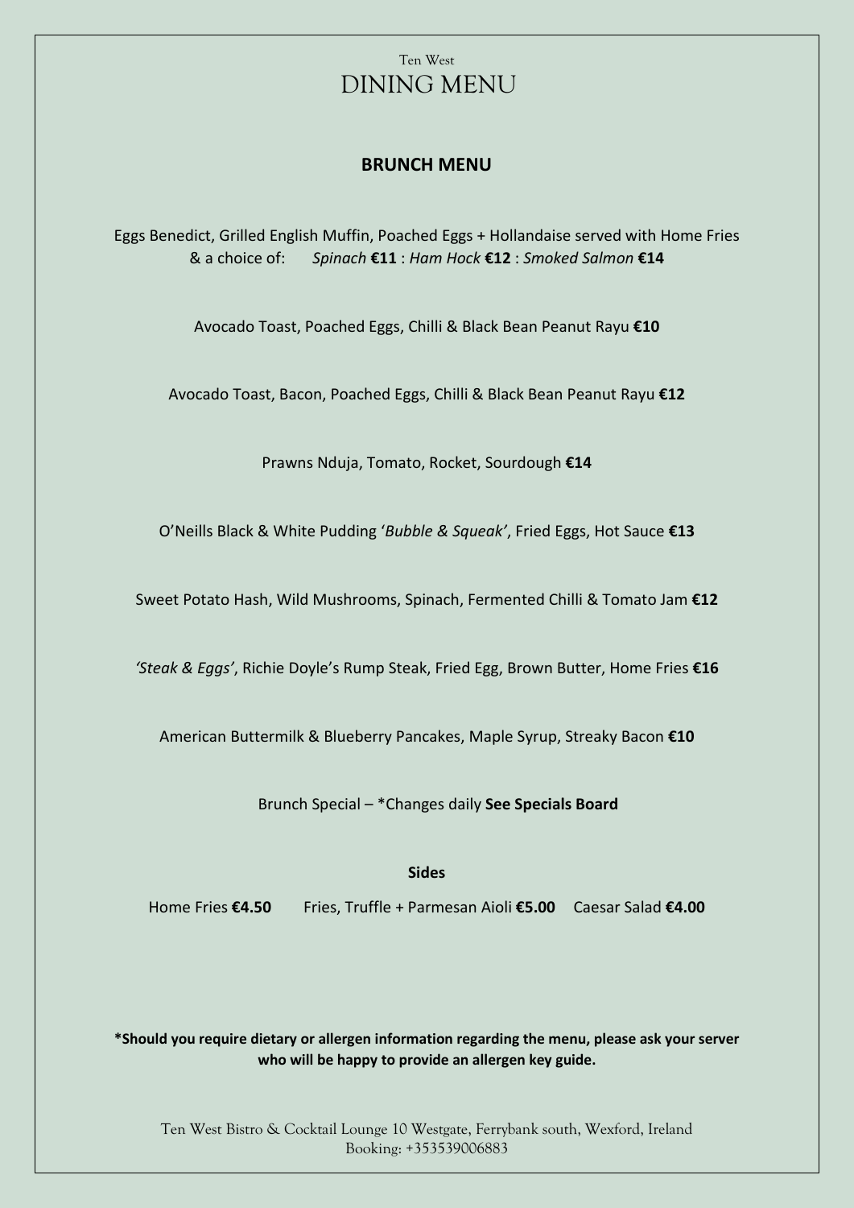Ten West

# DINING MENU

## BRUNCH MENU

Eggs Benedict, Grilled English Muffin, Poached Eggs + Hollandaise served with Home Fries & a choice of: *Spinach* **€11** : *Ham Hock* **€12** : *Smoked Salmon* **€14**

Avocado Toast, Poached Eggs, Chilli & Black Bean Peanut Rayu **€10**

Avocado Toast, Bacon, Poached Eggs, Chilli & Black Bean Peanut Rayu **€12**

Prawns Nduja, Tomato, Rocket, Sourdough **€14**

O'Neills Black & White Pudding '*Bubble & Squeak'*, Fried Eggs, Hot Sauce **€13**

Sweet Potato Hash, Wild Mushrooms, Spinach, Fermented Chilli & Tomato Jam **€12**

*'Steak & Eggs'*, Richie Doyle's Rump Steak, Fried Egg, Brown Butter, Home Fries **€16**

American Buttermilk & Blueberry Pancakes, Maple Syrup, Streaky Bacon **€10**

Brunch Special – *Changes daily **See Specials Board**

### Sides

Home Fries **€4.50** Fries, Truffle + Parmesan Aioli **€5.00** Caesar Salad **€4.00**

**\*Should you require dietary or allergen information regarding the menu, please ask your server who will be happy to provide an allergen key guide.**

Ten West Bistro & Cocktail Lounge 10 Westgate, Ferrybank south, Wexford, Ireland
Booking: +353539006883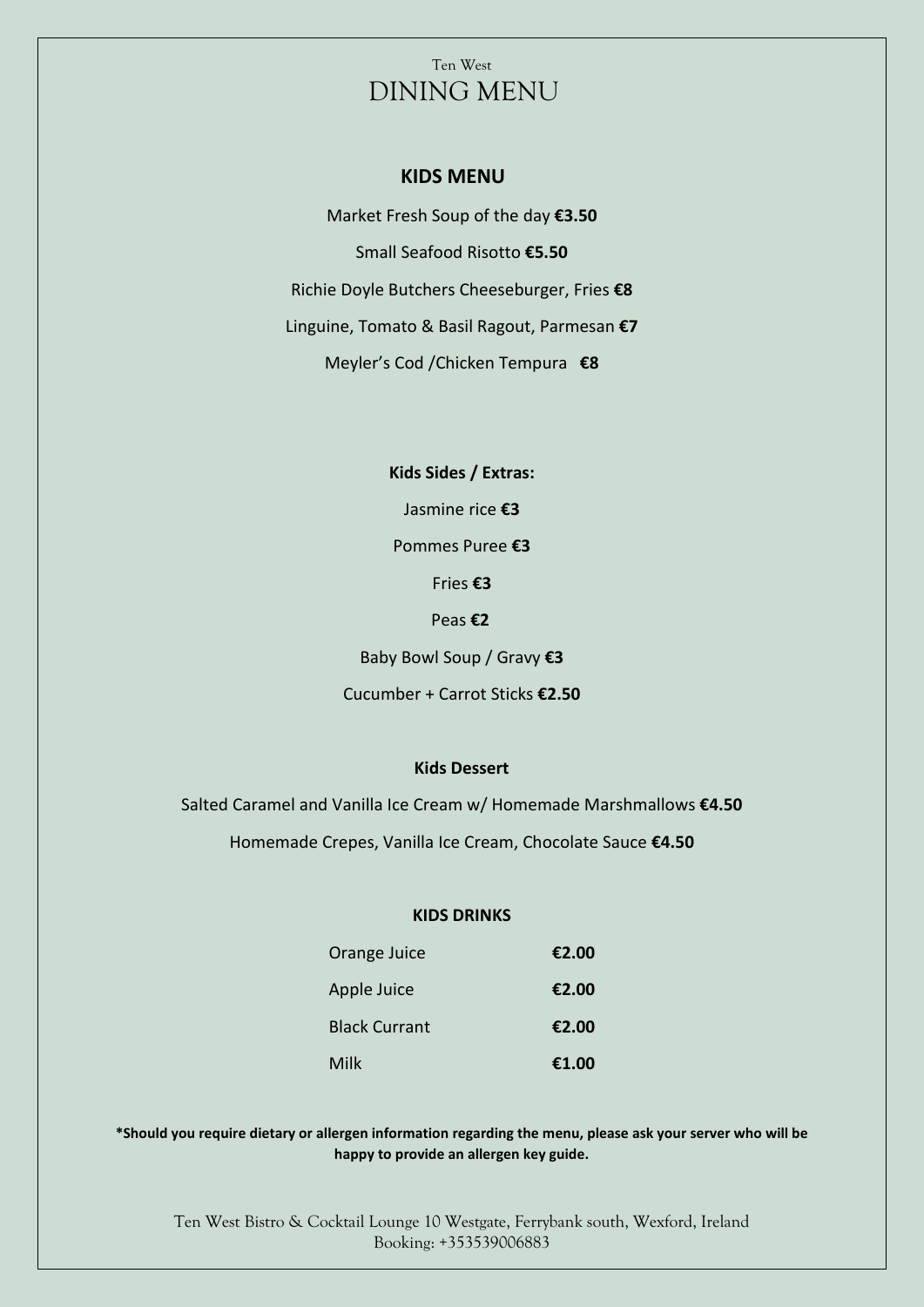Ten West

# DINING MENU

## KIDS MENU

Market Fresh Soup of the day **€3.50**

Small Seafood Risotto **€5.50**

Richie Doyle Butchers Cheeseburger, Fries **€8**

Linguine, Tomato & Basil Ragout, Parmesan **€7**

Meyler's Cod /Chicken Tempura **€8**

### Kids Sides / Extras:

Jasmine rice **€3**

Pommes Puree **€3**

Fries **€3**

Peas **€2**

Baby Bowl Soup / Gravy **€3**

Cucumber + Carrot Sticks **€2.50**

### Kids Dessert

Salted Caramel and Vanilla Ice Cream w/ Homemade Marshmallows **€4.50**

Homemade Crepes, Vanilla Ice Cream, Chocolate Sauce **€4.50**

### KIDS DRINKS

| | |
|---|---|
| Orange Juice | **€2.00** |
| Apple Juice | **€2.00** |
| Black Currant | **€2.00** |
| Milk | **€1.00** |

**\*Should you require dietary or allergen information regarding the menu, please ask your server who will be happy to provide an allergen key guide.**

Ten West Bistro & Cocktail Lounge 10 Westgate, Ferrybank south, Wexford, Ireland
Booking: +353539006883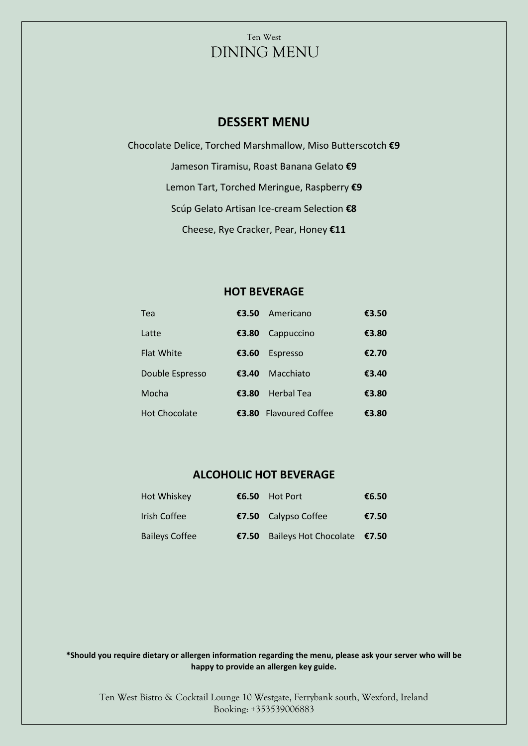Ten West

# DINING MENU

## DESSERT MENU

Chocolate Delice, Torched Marshmallow, Miso Butterscotch **€9**

Jameson Tiramisu, Roast Banana Gelato **€9**

Lemon Tart, Torched Meringue, Raspberry **€9**

Scúp Gelato Artisan Ice-cream Selection **€8**

Cheese, Rye Cracker, Pear, Honey **€11**

### HOT BEVERAGE

| | | | |
|---|---|---|---|
| Tea | **€3.50** | Americano | **€3.50** |
| Latte | **€3.80** | Cappuccino | **€3.80** |
| Flat White | **€3.60** | Espresso | **€2.70** |
| Double Espresso | **€3.40** | Macchiato | **€3.40** |
| Mocha | **€3.80** | Herbal Tea | **€3.80** |
| Hot Chocolate | **€3.80** | Flavoured Coffee | **€3.80** |

### ALCOHOLIC HOT BEVERAGE

| | | | |
|---|---|---|---|
| Hot Whiskey | **€6.50** | Hot Port | **€6.50** |
| Irish Coffee | **€7.50** | Calypso Coffee | **€7.50** |
| Baileys Coffee | **€7.50** | Baileys Hot Chocolate | **€7.50** |

**\*Should you require dietary or allergen information regarding the menu, please ask your server who will be happy to provide an allergen key guide.**

Ten West Bistro & Cocktail Lounge 10 Westgate, Ferrybank south, Wexford, Ireland
Booking: +353539006883